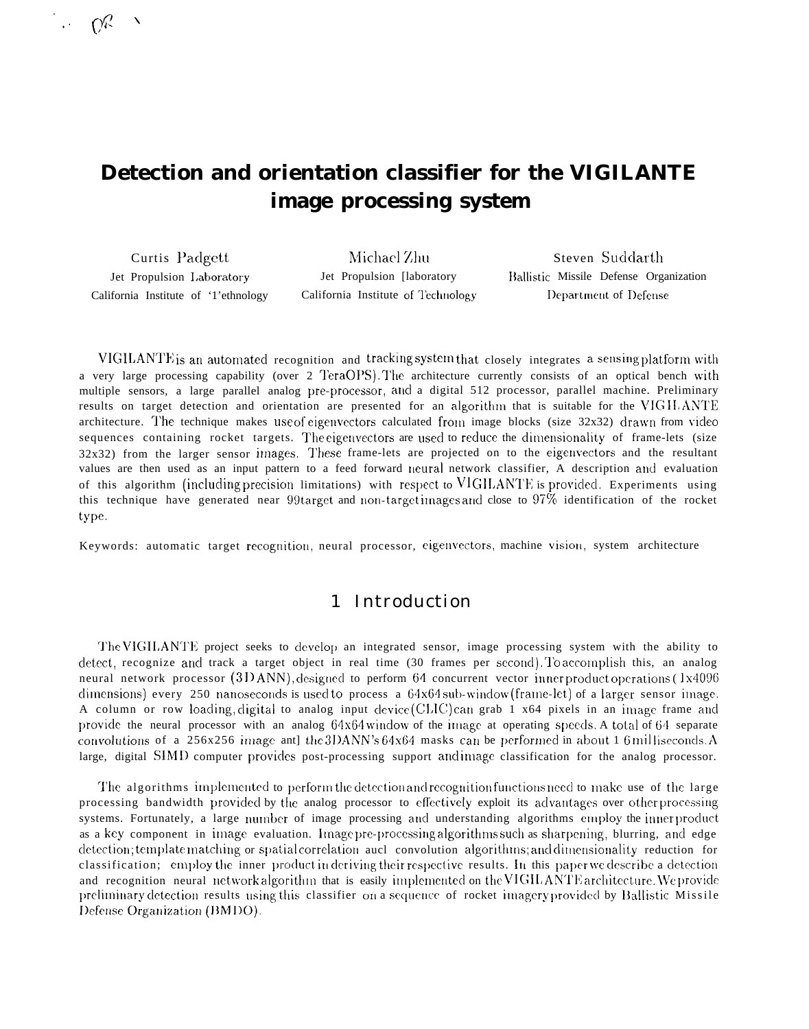# Detection and orientation classifier for the VIGILANTE image processing system

Curtis Padgett
Jet Propulsion Laboratory
California Institute of Technology

Michael Zhu
Jet Propulsion Laboratory
California Institute of Technology

Steven Suddarth
Ballistic Missile Defense Organization
Department of Defense

VIGILANTE is an automated recognition and tracking system that closely integrates a sensing platform with a very large processing capability (over 2 TeraOPS). The architecture currently consists of an optical bench with multiple sensors, a large parallel analog pre-processor, and a digital 512 processor, parallel machine. Preliminary results on target detection and orientation are presented for an algorithm that is suitable for the VIGILANTE architecture. The technique makes use of eigenvectors calculated from image blocks (size 32x32) drawn from video sequences containing rocket targets. The eigenvectors are used to reduce the dimensionality of frame-lets (size 32x32) from the larger sensor images. These frame-lets are projected on to the eigenvectors and the resultant values are then used as an input pattern to a feed forward neural network classifier, A description and evaluation of this algorithm (including precision limitations) with respect to VIGILANTE is provided. Experiments using this technique have generated near 99target and non-target images and close to 97% identification of the rocket type.

Keywords: automatic target recognition, neural processor, eigenvectors, machine vision, system architecture

## 1 Introduction

The VIGILANTE project seeks to develop an integrated sensor, image processing system with the ability to detect, recognize and track a target object in real time (30 frames per second). To accomplish this, an analog neural network processor (3DANN), designed to perform 64 concurrent vector inner product operations (1x4096 dimensions) every 250 nanoseconds is used to process a 64x64 sub-window (frame-let) of a larger sensor image. A column or row loading, digital to analog input device (CLIC) can grab 1 x64 pixels in an image frame and provide the neural processor with an analog 64x64 window of the image at operating speeds. A total of 64 separate convolutions of a 256x256 image and the 3DANN's 64x64 masks can be performed in about 16 milliseconds. A large, digital SIMD computer provides post-processing support and image classification for the analog processor.

The algorithms implemented to perform the detection and recognition functions need to make use of the large processing bandwidth provided by the analog processor to effectively exploit its advantages over other processing systems. Fortunately, a large number of image processing and understanding algorithms employ the inner product as a key component in image evaluation. Image pre-processing algorithms such as sharpening, blurring, and edge detection; template matching or spatial correlation and convolution algorithms; and dimensionality reduction for classification; employ the inner product in deriving their respective results. In this paper we describe a detection and recognition neural network algorithm that is easily implemented on the VIGILANTE architecture. We provide preliminary detection results using this classifier on a sequence of rocket imagery provided by Ballistic Missile Defense Organization (BMDO).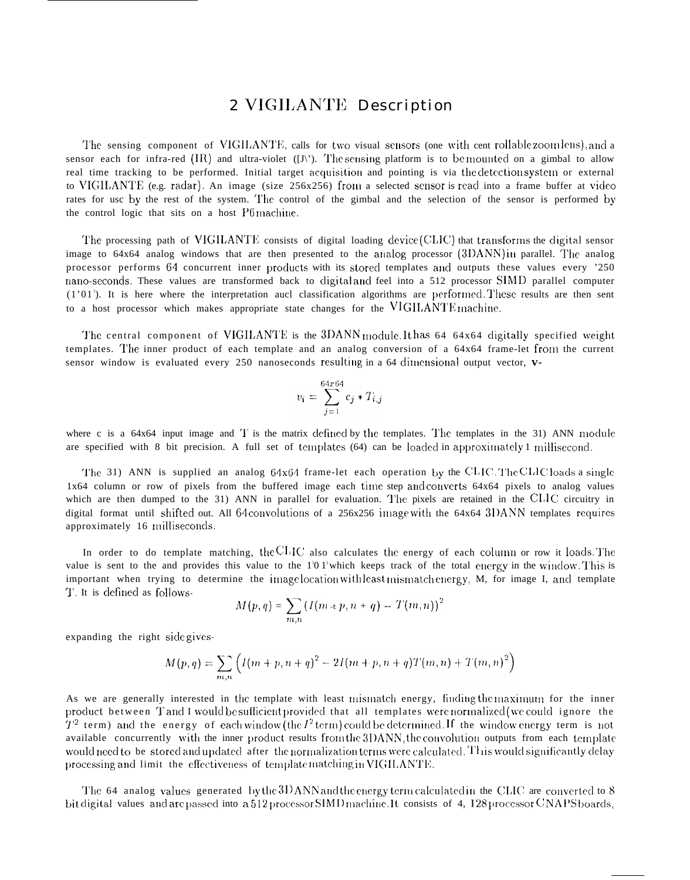## 2 VIGILANTE Description

The sensing component of VIGILANTE, calls for two visual sensors (one with cent rollable zoom lens), and a sensor each for infra-red (IR) and ultra-violet (UV). The sensing platform is to be mounted on a gimbal to allow real time tracking to be performed. Initial target acquisition and pointing is via the detection system or external to VIGILANTE (e.g. radar). An image (size 256x256) from a selected sensor is read into a frame buffer at video rates for use by the rest of the system. The control of the gimbal and the selection of the sensor is performed by the control logic that sits on a host P6 machine.

The processing path of VIGILANTE consists of digital loading device (CLIC) that transforms the digital sensor image to 64x64 analog windows that are then presented to the analog processor (3DANN) in parallel. The analog processor performs 64 concurrent inner products with its stored templates and outputs these values every '250 nano-seconds. These values are transformed back to digital and feel into a 512 processor SIMD parallel computer (1'01'). It is here where the interpretation aucl classification algorithms are performed. These results are then sent to a host processor which makes appropriate state changes for the VIGILANTE machine.

The central component of VIGILANTE is the 3DANN module. It has 64 64x64 digitally specified weight templates. The inner product of each template and an analog conversion of a 64x64 frame-let from the current sensor window is evaluated every 250 nanoseconds resulting in a 64 dimensional output vector, v-

$$v_i = \sum_{j=1}^{64x64} c_j * T_{i,j}$$

where c is a 64x64 input image and T is the matrix defined by the templates. The templates in the 3DANN module are specified with 8 bit precision. A full set of templates (64) can be loaded in approximately 1 millisecond.

The 3DANN is supplied an analog 64x64 frame-let each operation by the CLIC. The CLIC loads a single 1x64 column or row of pixels from the buffered image each time step and converts 64x64 pixels to analog values which are then dumped to the 3DANN in parallel for evaluation. The pixels are retained in the CLIC circuitry in digital format until shifted out. All 64 convolutions of a 256x256 image with the 64x64 3DANN templates requires approximately 16 milliseconds.

In order to do template matching, the CLIC also calculates the energy of each column or row it loads. The value is sent to the and provides this value to the 1'0 1' which keeps track of the total energy in the window. This is important when trying to determine the image location with least mismatch energy, M, for image I, and template T. It is defined as follows-

$$M(p,q) = \sum_{m,n} (I(m+p, n+q) - T(m,n))^2$$

expanding the right side gives-

$$M(p,q) = \sum_{m,n} \left(I(m+p, n+q)^2 - 2I(m+p, n+q)T(m,n) + T(m,n)^2\right)$$

As we are generally interested in the template with least mismatch energy, finding the maximum for the inner product between T and I would be sufficient provided that all templates were normalized (we could ignore the $T^2$ term) and the energy of each window (the $I^2$ term) could be determined. If the window energy term is not available concurrently with the inner product results from the 3DANN, the convolution outputs from each template would need to be stored and updated after the normalization terms were calculated. This would significantly delay processing and limit the effectiveness of template matching in VIGILANTE.

The 64 analog values generated by the 3DANN and the energy term calculated in the CLIC are converted to 8 bit digital values and are passed into a 512 processor SIMD machine. It consists of 4, 128 processor CNAPS boards,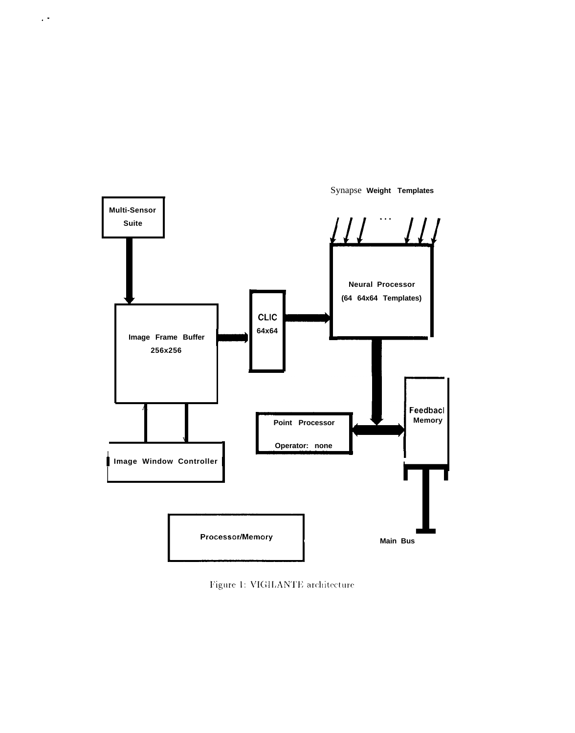Synapse Weight Templates

Multi-Sensor Suite

Neural Processor (64 64x64 Templates)

CLIC 64x64

Image Frame Buffer 256x256

Feedback Memory

Point Processor

Operator: none

Image Window Controller

Processor/Memory

Main Bus

Figure 1: VIGILANTE architecture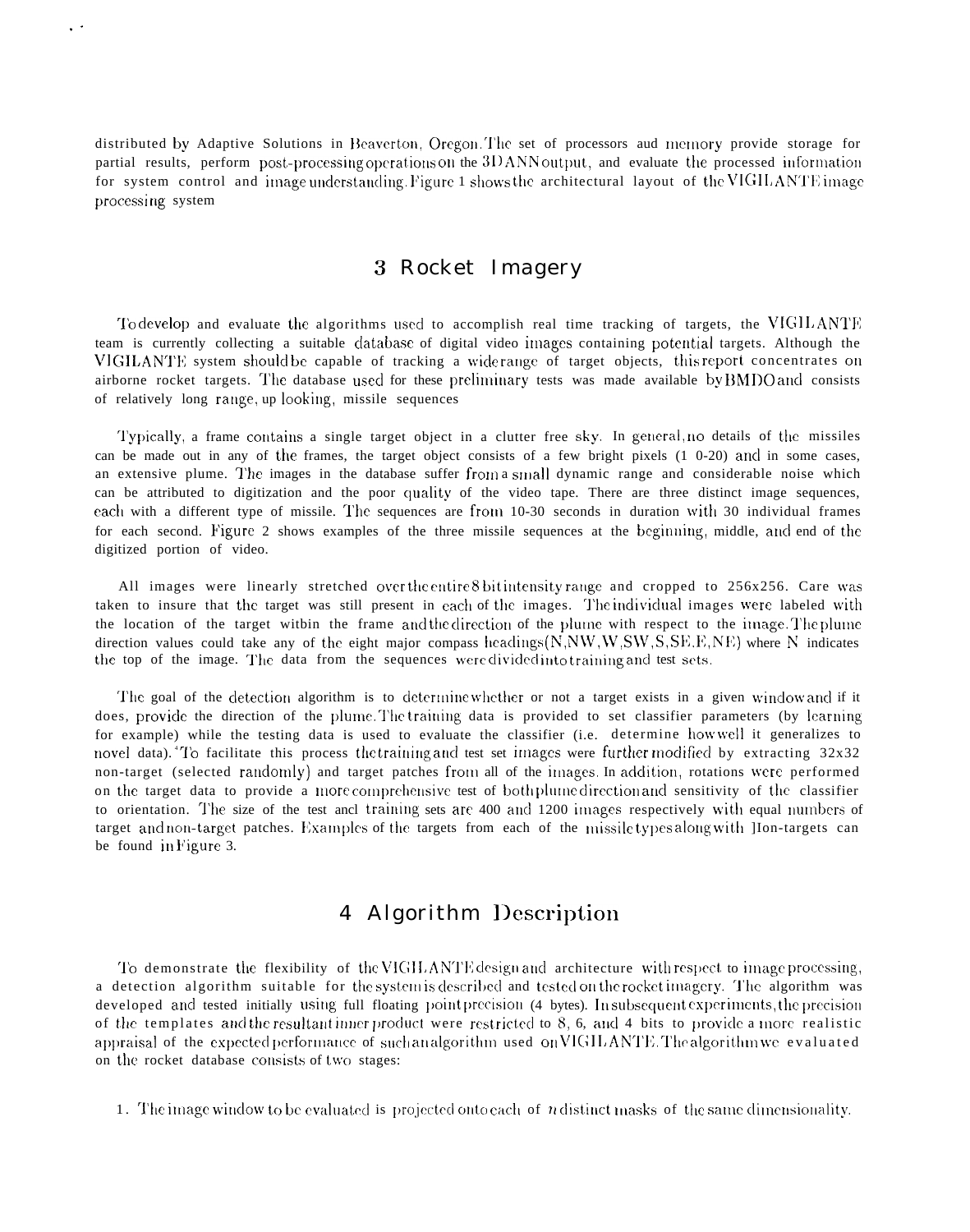distributed by Adaptive Solutions in Beaverton, Oregon. The set of processors aud memory provide storage for partial results, perform post-processing operations on the 3DANN output, and evaluate the processed information for system control and image understanding. Figure 1 shows the architectural layout of the VIGILANTE image processing system

## 3 Rocket Imagery

To develop and evaluate the algorithms used to accomplish real time tracking of targets, the VIGILANTE team is currently collecting a suitable database of digital video images containing potential targets. Although the VIGILANTE system should be capable of tracking a wide range of target objects, this report concentrates on airborne rocket targets. The database used for these preliminary tests was made available by BMDO and consists of relatively long range, up looking, missile sequences

Typically, a frame contains a single target object in a clutter free sky. In general, no details of the missiles can be made out in any of the frames, the target object consists of a few bright pixels (1 0-20) and in some cases, an extensive plume. The images in the database suffer from a small dynamic range and considerable noise which can be attributed to digitization and the poor quality of the video tape. There are three distinct image sequences, each with a different type of missile. The sequences are from 10-30 seconds in duration with 30 individual frames for each second. Figure 2 shows examples of the three missile sequences at the beginning, middle, and end of the digitized portion of video.

All images were linearly stretched over the entire 8 bit intensity range and cropped to 256x256. Care was taken to insure that the target was still present in each of the images. The individual images were labeled with the location of the target witbin the frame and the direction of the plume with respect to the image. The plume direction values could take any of the eight major compass headings (N,NW,W,SW,S,SE,E,NE) where N indicates the top of the image. The data from the sequences were divided into training and test sets.

The goal of the detection algorithm is to determine whether or not a target exists in a given window and if it does, provide the direction of the plume. The training data is provided to set classifier parameters (by learning for example) while the testing data is used to evaluate the classifier (i.e. determine how well it generalizes to novel data). To facilitate this process the training and test set images were further modified by extracting 32x32 non-target (selected randomly) and target patches from all of the images. In addition, rotations were performed on the target data to provide a more comprehensive test of both plume direction and sensitivity of the classifier to orientation. The size of the test and training sets are 400 and 1200 images respectively with equal numbers of target and non-target patches. Examples of the targets from each of the missile types along with non-targets can be found in Figure 3.

## 4 Algorithm Description

To demonstrate the flexibility of the VIGILANTE design and architecture with respect to image processing, a detection algorithm suitable for the system is described and tested on the rocket imagery. The algorithm was developed and tested initially using full floating point precision (4 bytes). In subsequent experiments, the precision of the templates and the resultant inner product were restricted to 8, 6, and 4 bits to provide a more realistic appraisal of the expected performance of such an algorithm used on VIGILANTE. The algorithm we evaluated on the rocket database consists of two stages:

1. The image window to be evaluated is projected onto each of $n$ distinct masks of the same dimensionality.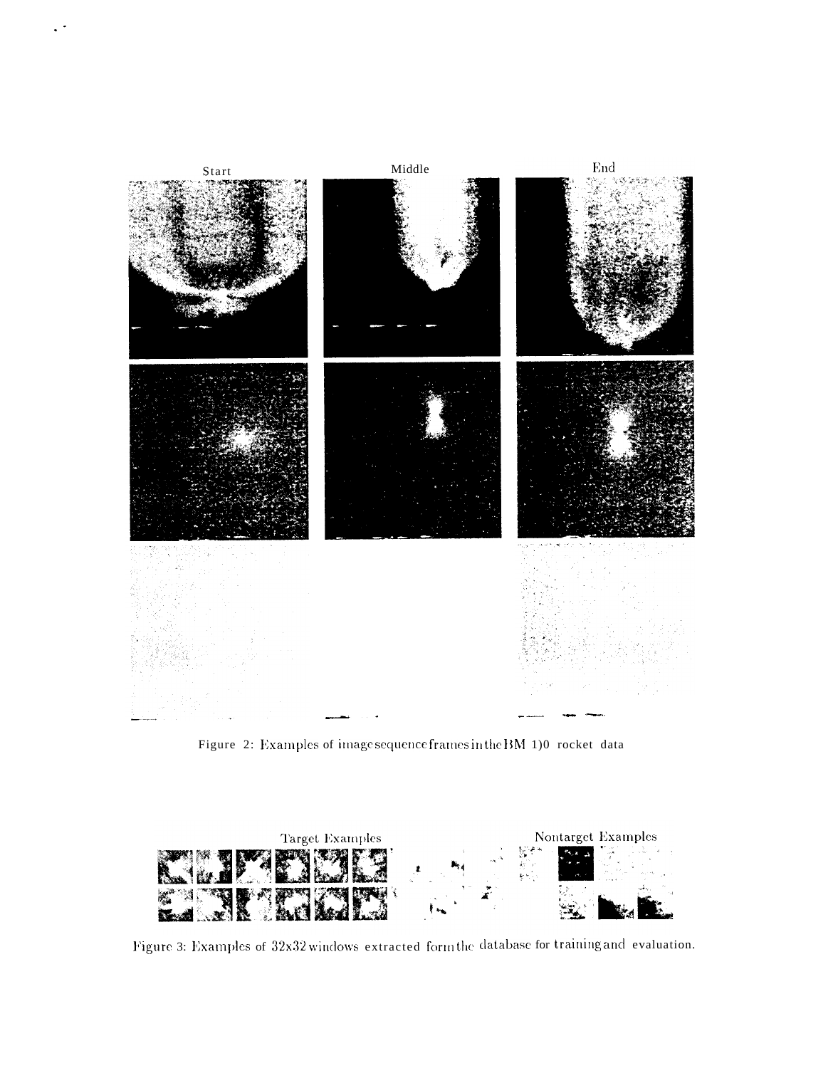Start

Middle

End

Figure 2: Examples of image sequence frames in the BM 1)0 rocket data

Target Examples

Nontarget Examples

Figure 3: Examples of 32x32 windows extracted form the database for training and evaluation.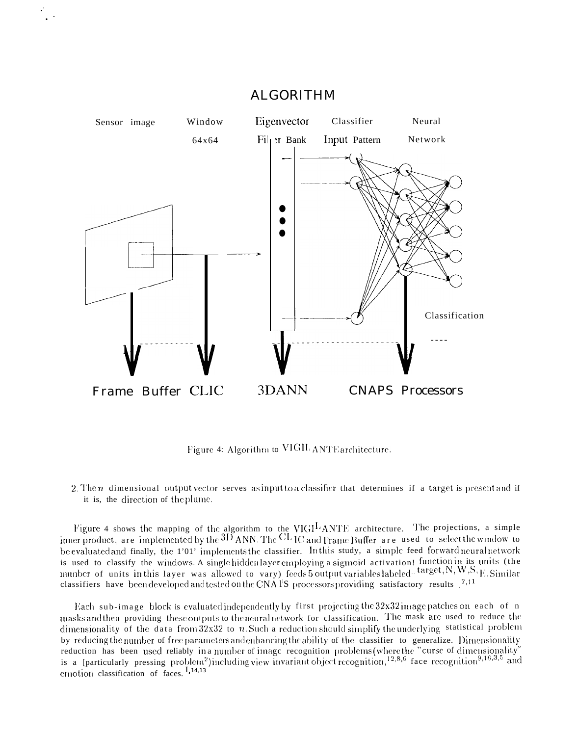ALGORITHM

Sensor image | Window 64x64 | Eigenvector Filter Bank | Classifier Input Pattern | Neural Network

Classification

Frame Buffer CLIC | 3DANN | CNAPS Processors

Figure 4: Algorithm to VIGILANTE architecture.

2. The $n$ dimensional output vector serves as input to a classifier that determines if a target is present and if it is, the direction of the plume.

Figure 4 shows the mapping of the algorithm to the VIGILANTE architecture. The projections, a simple inner product, are implemented by the 3D ANN. The CLIC and Frame Buffer are used to select the window to be evaluated and finally, the P01 implements the classifier. In this study, a simple feed forward neural network is used to classify the windows. A single hidden layer employing a sigmoid activation function in its units (the number of units in this layer was allowed to vary) feeds 5 output variables labeled - target, N, W, S, E. Similar classifiers have been developed and tested on the CNAPS processors providing satisfactory results.[7,11]

Each sub-image block is evaluated independently by first projecting the 32x32 image patches on each of n masks and then providing these outputs to the neural network for classification. The mask are used to reduce the dimensionality of the data from 32x32 to $n$. Such a reduction should simplify the underlying statistical problem by reducing the number of free parameters and enhancing the ability of the classifier to generalize. Dimensionality reduction has been used reliably in a number of image recognition problems (where the "curse of dimensionality" is a particularly pressing problem[2]) including view invariant object recognition,[12,8,6] face recognition[9,10,3,5] and emotion classification of faces.[1,14,13]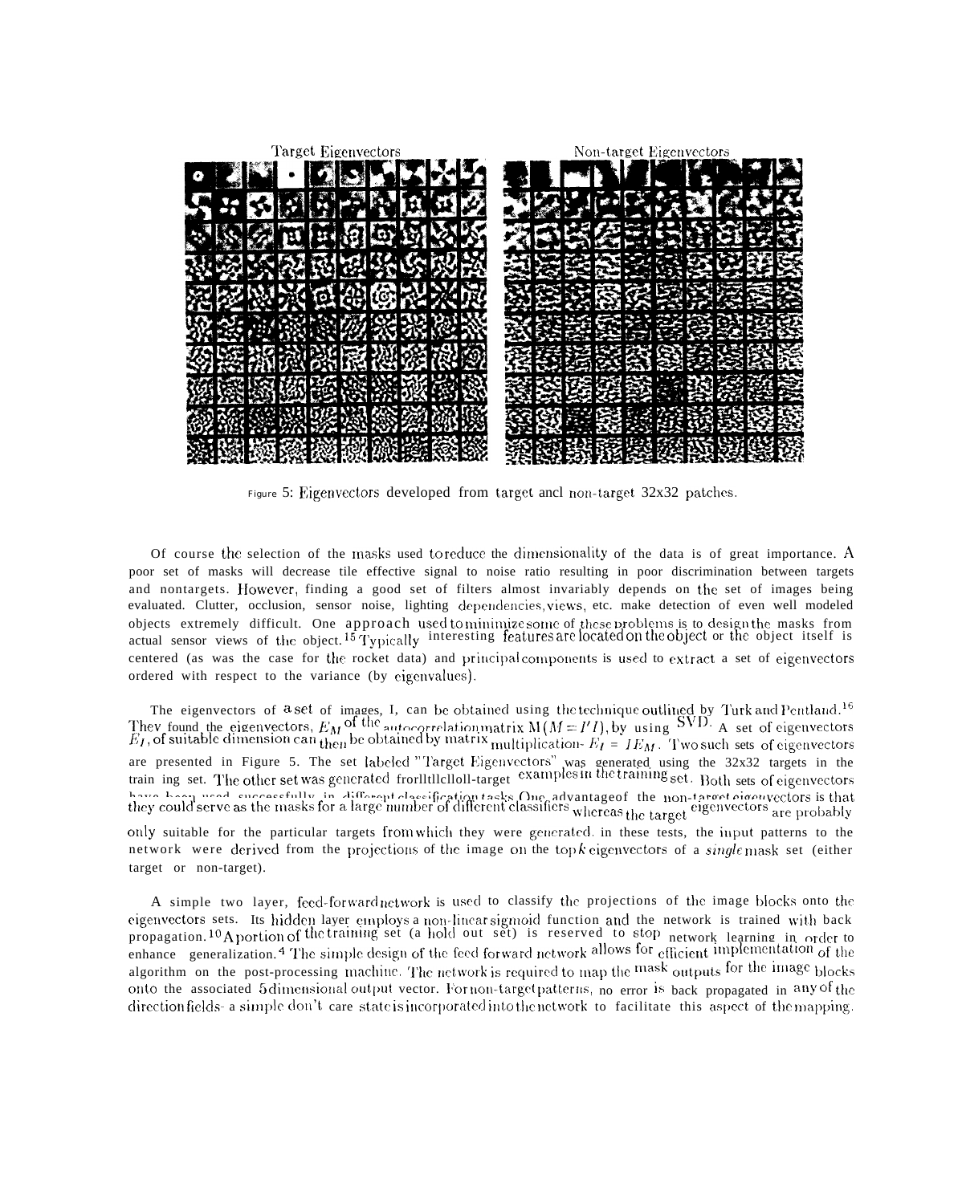Figure 5: Eigenvectors developed from target and non-target 32x32 patches.

Of course the selection of the masks used to reduce the dimensionality of the data is of great importance. A poor set of masks will decrease the effective signal to noise ratio resulting in poor discrimination between targets and nontargets. However, finding a good set of filters almost invariably depends on the set of images being evaluated. Clutter, occlusion, sensor noise, lighting dependencies, views, etc. make detection of even well modeled objects extremely difficult. One approach used to minimize some of these problems is to design the masks from actual sensor views of the object.[15] Typically interesting features are located on the object or the object itself is centered (as was the case for the rocket data) and principal components is used to extract a set of eigenvectors ordered with respect to the variance (by eigenvalues).

The eigenvectors of a set of images, I, can be obtained using the technique outlined by Turk and Pentland.[16] They found the eigenvectors, $E_M$ of the autocorrelation matrix M ($M = I'I$), by using SVD. A set of eigenvectors $E_I$, of suitable dimension can then be obtained by matrix multiplication- $E_I = IE_M$. Two such sets of eigenvectors are presented in Figure 5. The set labeled "Target Eigenvectors" was generated using the 32x32 targets in the training set. The other set was generated from non-target examples in the training set. Both sets of eigenvectors have been used successfully in different classification tasks. One advantage of the non-target eigenvectors is that they could serve as the masks for a large number of different classifiers whereas the target eigenvectors are probably only suitable for the particular targets from which they were generated. In these tests, the input patterns to the network were derived from the projections of the image on the top $k$ eigenvectors of a *single* mask set (either target or non-target).

A simple two layer, feed-forward network is used to classify the projections of the image blocks onto the eigenvectors sets. Its hidden layer employs a non-linear sigmoid function and the network is trained with back propagation.[10] A portion of the training set (a hold out set) is reserved to stop network learning in order to enhance generalization.[4] The simple design of the feed forward network allows for efficient implementation of the algorithm on the post-processing machine. The network is required to map the mask outputs for the image blocks onto the associated 5 dimensional output vector. For non-target patterns, no error is back propagated in any of the direction fields- a simple don't care state is incorporated into the network to facilitate this aspect of the mapping.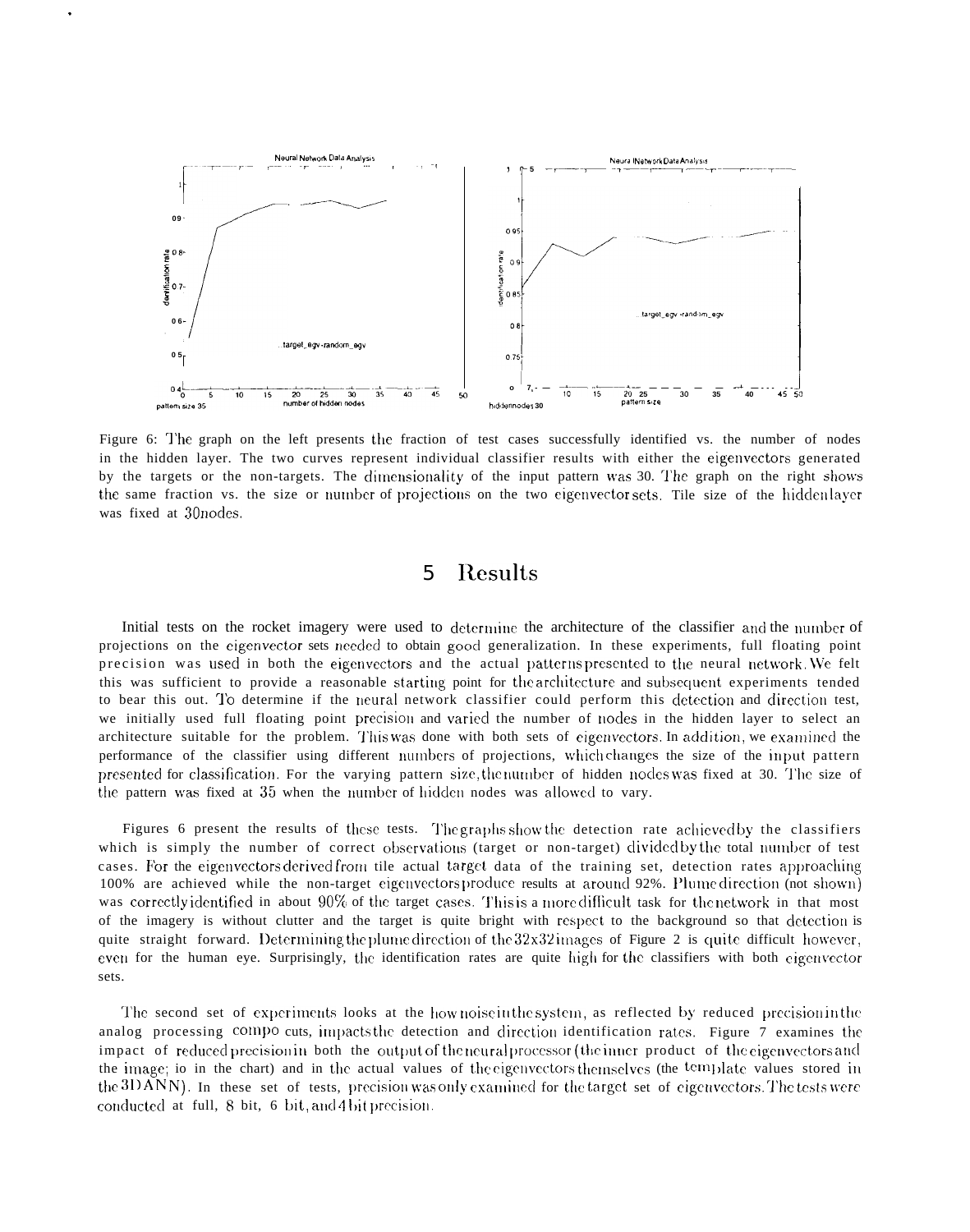Figure 6: The graph on the left presents the fraction of test cases successfully identified vs. the number of nodes in the hidden layer. The two curves represent individual classifier results with either the eigenvectors generated by the targets or the non-targets. The dimensionality of the input pattern was 30. The graph on the right shows the same fraction vs. the size or number of projections on the two eigenvector sets. The size of the hidden layer was fixed at 30 nodes.

# 5 Results

Initial tests on the rocket imagery were used to determine the architecture of the classifier and the number of projections on the eigenvector sets needed to obtain good generalization. In these experiments, full floating point precision was used in both the eigenvectors and the actual patterns presented to the neural network. We felt this was sufficient to provide a reasonable starting point for the architecture and subsequent experiments tended to bear this out. To determine if the neural network classifier could perform this detection and direction test, we initially used full floating point precision and varied the number of nodes in the hidden layer to select an architecture suitable for the problem. This was done with both sets of eigenvectors. In addition, we examined the performance of the classifier using different numbers of projections, which changes the size of the input pattern presented for classification. For the varying pattern size, the number of hidden nodes was fixed at 30. The size of the pattern was fixed at 35 when the number of hidden nodes was allowed to vary.

Figures 6 present the results of these tests. The graphs show the detection rate achieved by the classifiers which is simply the number of correct observations (target or non-target) divided by the total number of test cases. For the eigenvectors derived from the actual target data of the training set, detection rates approaching 100% are achieved while the non-target eigenvectors produce results at around 92%. Plume direction (not shown) was correctly identified in about 90% of the target cases. This is a more difficult task for the network in that most of the imagery is without clutter and the target is quite bright with respect to the background so that detection is quite straight forward. Determining the plume direction of the 32x32 images of Figure 2 is quite difficult however, even for the human eye. Surprisingly, the identification rates are quite high for the classifiers with both eigenvector sets.

The second set of experiments looks at the how noise in the system, as reflected by reduced precision in the analog processing components, impacts the detection and direction identification rates. Figure 7 examines the impact of reduced precision in both the output of the neural processor (the inner product of the eigenvectors and the image; io in the chart) and in the actual values of the eigenvectors themselves (the template values stored in the 3DANN). In these set of tests, precision was only examined for the target set of eigenvectors. The tests were conducted at full, 8 bit, 6 bit, and 4 bit precision.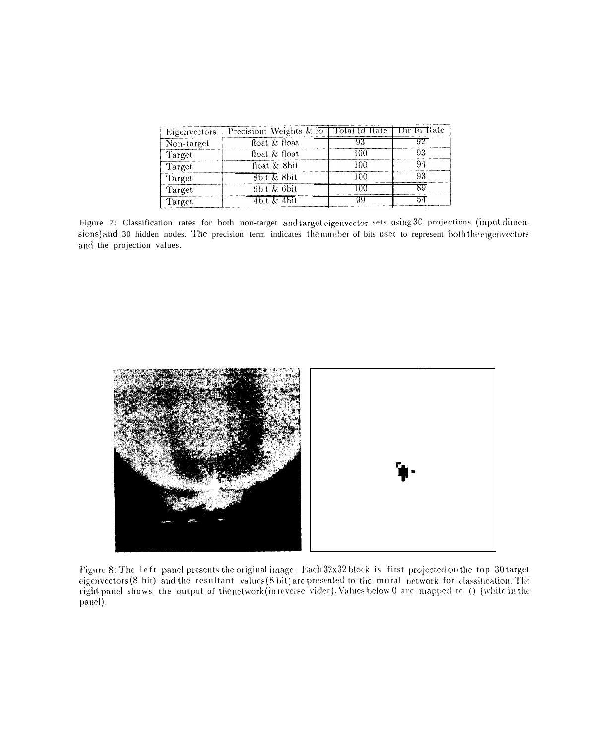| Eigenvectors | Precision: Weights & io | Total Id Rate | Dir Id Rate |
|---|---|---|---|
| Non-target | float & float | 93 | 92 |
| Target | float & float | 100 | 93 |
| Target | float & 8bit | 100 | 94 |
| Target | 8bit & 8bit | 100 | 93 |
| Target | 6bit & 6bit | 100 | 89 |
| Target | 4bit & 4bit | 99 | 54 |

Figure 7: Classification rates for both non-target and target eigenvector sets using 30 projections (input dimensions) and 30 hidden nodes. The precision term indicates the number of bits used to represent both the eigenvectors and the projection values.

Figure 8: The left panel presents the original image. Each 32x32 block is first projected on the top 30 target eigenvectors (8 bit) and the resultant values (8 bit) are presented to the mural network for classification. The right panel shows the output of the network (in reverse video). Values below 0 arc mapped to () (white in the panel).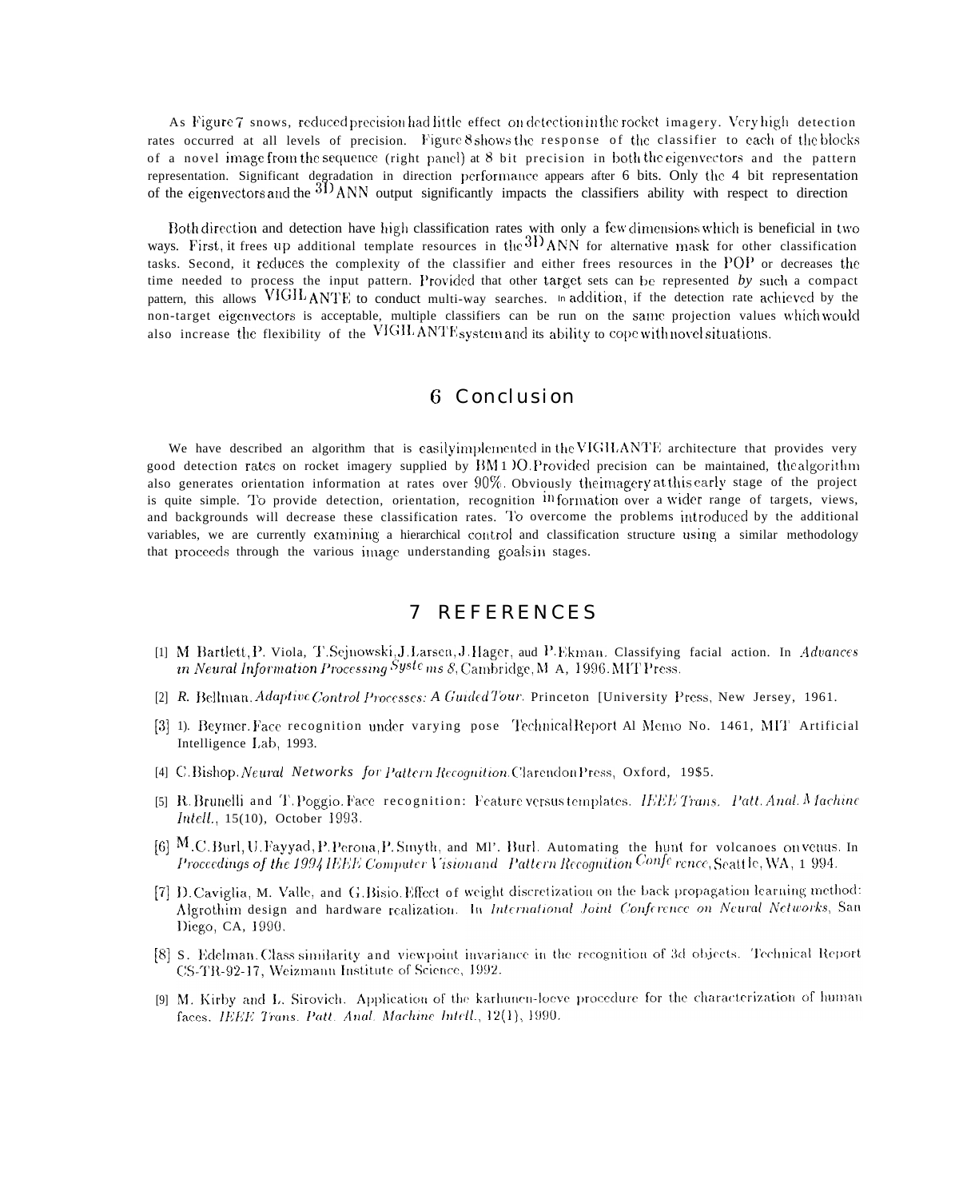As Figure 7 snows, reduced precision had little effect on detection in the rocket imagery. Very high detection rates occurred at all levels of precision. Figure 8 shows the response of the classifier to each of the blocks of a novel image from the sequence (right panel) at 8 bit precision in both the eigenvectors and the pattern representation. Significant degradation in direction performance appears after 6 bits. Only the 4 bit representation of the eigenvectors and the 3D ANN output significantly impacts the classifiers ability with respect to direction

Both direction and detection have high classification rates with only a few dimensions which is beneficial in two ways. First, it frees up additional template resources in the 3D ANN for alternative mask for other classification tasks. Second, it reduces the complexity of the classifier and either frees resources in the POP or decreases the time needed to process the input pattern. Provided that other target sets can be represented *by* such a compact pattern, this allows VIGILANTE to conduct multi-way searches. In addition, if the detection rate achieved by the non-target eigenvectors is acceptable, multiple classifiers can be run on the same projection values which would also increase the flexibility of the VIGILANTE system and its ability to cope with novel situations.

## 6 Conclusion

We have described an algorithm that is easily implemented in the VIGILANTE architecture that provides very good detection rates on rocket imagery supplied by BM1)O. Provided precision can be maintained, the algorithm also generates orientation information at rates over 90%. Obviously the imagery at this early stage of the project is quite simple. To provide detection, orientation, recognition information over a wider range of targets, views, and backgrounds will decrease these classification rates. To overcome the problems introduced by the additional variables, we are currently examining a hierarchical control and classification structure using a similar methodology that proceeds through the various image understanding goals in stages.

## 7 REFERENCES

[1] M Bartlett, P. Viola, T. Sejnowski, J. Larsen, J. Hager, aud P. Ekman. Classifying facial action. In *Advances in Neural Information Processing Systems 8*, Cambridge, M A, 1996. MIT Press.

[2] R. Bellman. *Adaptive Control Processes: A Guided Tour*. Princeton [University Press, New Jersey, 1961.

[3] 1). Beymer. Face recognition under varying pose Technical Report Al Memo No. 1461, MIT Artificial Intelligence Lab, 1993.

[4] C. Bishop. *Neural Networks for Pattern Recognition*. Clarendon Press, Oxford, 19$5.

[5] R. Brunelli and T. Poggio. Face recognition: Feature versus templates. *IEEE Trans. Patt. Anal. Machine Intell.*, 15(10), October 1993.

[6] M. C. Burl, U. Fayyad, P. Perona, P. Smyth, and MP. Burl. Automating the hunt for volcanoes on venus. In *Proceedings of the 1994 IEEE Computer Vision and Pattern Recognition Conference*, Seattle, WA, 1 994.

[7] D. Caviglia, M. Valle, and G. Bisio. Effect of weight discretization on the back propagation learning method: Algrothim design and hardware realization. In *International Joint Conference on Neural Networks*, San Diego, CA, 1990.

[8] S. Edelman. Class similarity and viewpoint invariance in the recognition of 3d objects. Technical Report CS-TR-92-17, Weizmann Institute of Science, 1992.

[9] M. Kirby and L. Sirovich. Application of the karhunen-loeve procedure for the characterization of human faces. *IEEE Trans. Patt. Anal. Machine Intell.*, 12(1), 1990.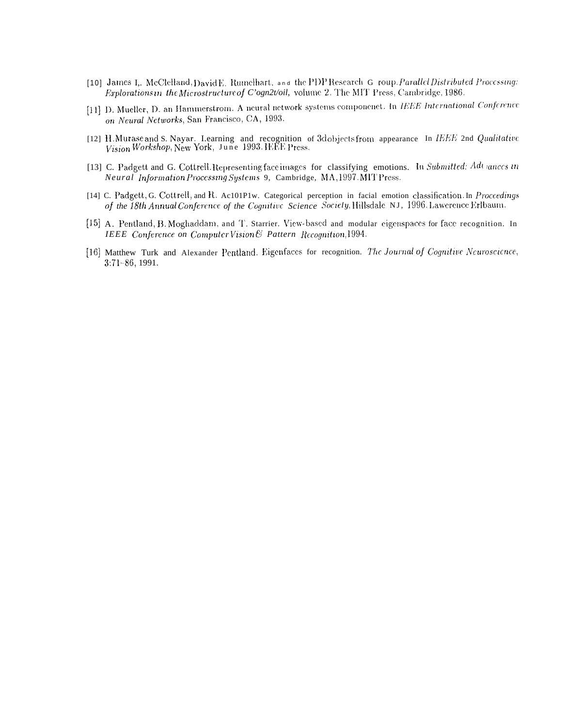[10] James L. McClelland, David E. Rumelhart, and the PDP Research Group. *Parallel Distributed Processing: Explorations in the Microstructure of Cognition,* volume 2. The MIT Press, Cambridge, 1986.

[11] D. Mueller, D. an Hammerstrom. A neural network systems componenet. In *IEEE International Conference on Neural Networks*, San Francisco, CA, 1993.

[12] H. Murase and S. Nayar. Learning and recognition of 3d objects from appearance In *IEEE* 2nd *Qualitative Vision Workshop*, New York, June 1993. IEEE Press.

[13] C. Padgett and G. Cottrell. Representing face images for classifying emotions. In *Submitted: Advances in Neural Information Processing Systems* 9, Cambridge, MA, 1997. MIT Press.

[14] C. Padgett, G. Cottrell, and R. Adolphs. Categorical perception in facial emotion classification. In *Proceedings of the 18th Annual Conference of the Cognitive Science Society*, Hillsdale NJ, 1996. Lawerence Erlbaum.

[15] A. Pentland, B. Moghaddam, and T. Starrier. View-based and modular eigenspaces for face recognition. In *IEEE Conference on Computer Vision & Pattern Recognition*, 1994.

[16] Matthew Turk and Alexander Pentland. Eigenfaces for recognition. *The Journal of Cognitive Neuroscience*, 3:71–86, 1991.